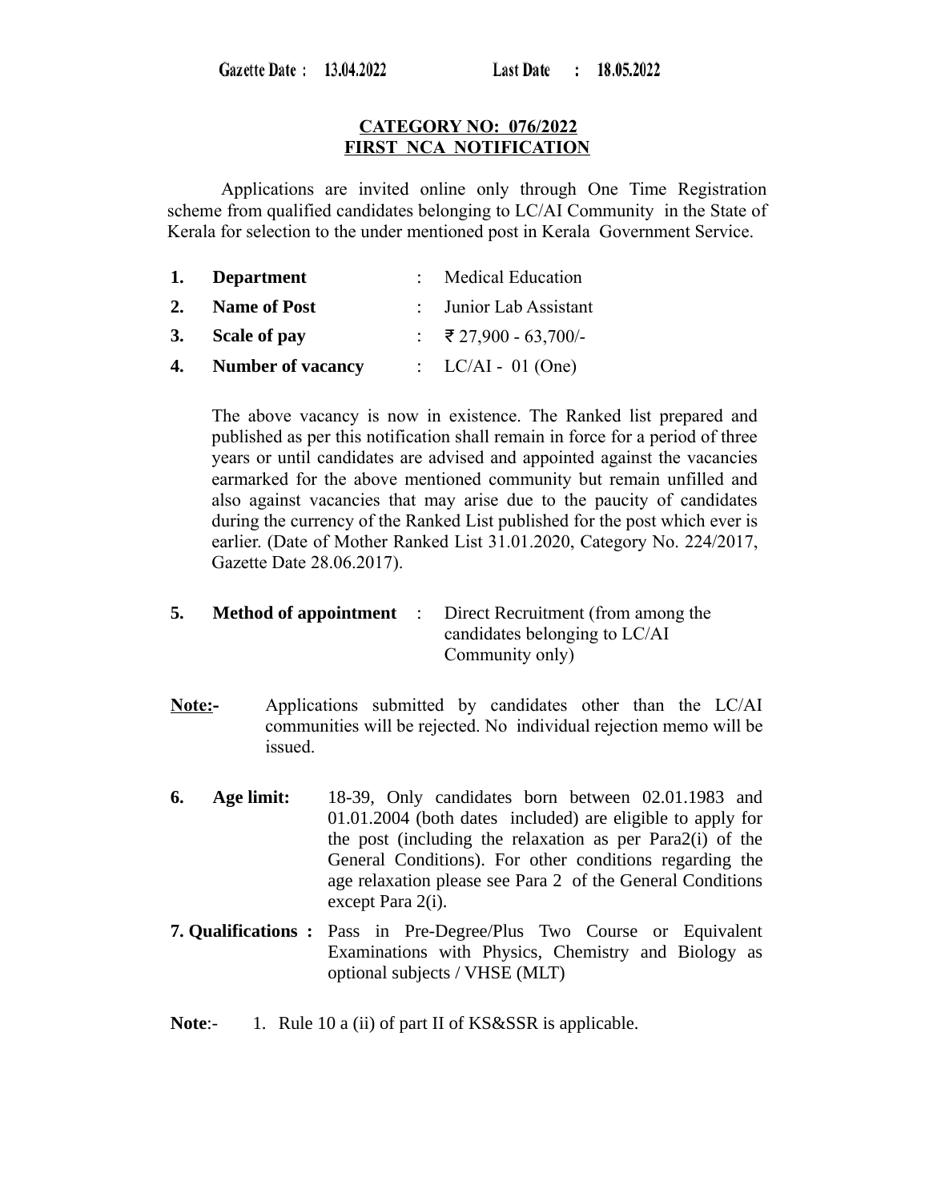Gazette Date : 13.04.2022 Last Date : 18.05.2022

**CATEGORY NO: 076/2022**
**FIRST NCA NOTIFICATION**

Applications are invited online only through One Time Registration scheme from qualified candidates belonging to LC/AI Community in the State of Kerala for selection to the under mentioned post in Kerala Government Service.

1. **Department** : Medical Education
2. **Name of Post** : Junior Lab Assistant
3. **Scale of pay** : ₹ 27,900 - 63,700/-
4. **Number of vacancy** : LC/AI - 01 (One)

The above vacancy is now in existence. The Ranked list prepared and published as per this notification shall remain in force for a period of three years or until candidates are advised and appointed against the vacancies earmarked for the above mentioned community but remain unfilled and also against vacancies that may arise due to the paucity of candidates during the currency of the Ranked List published for the post which ever is earlier. (Date of Mother Ranked List 31.01.2020, Category No. 224/2017, Gazette Date 28.06.2017).

5. **Method of appointment** : Direct Recruitment (from among the candidates belonging to LC/AI Community only)

**Note:-** Applications submitted by candidates other than the LC/AI communities will be rejected. No individual rejection memo will be issued.

6. **Age limit:** 18-39, Only candidates born between 02.01.1983 and 01.01.2004 (both dates included) are eligible to apply for the post (including the relaxation as per Para2(i) of the General Conditions). For other conditions regarding the age relaxation please see Para 2 of the General Conditions except Para 2(i).

7. **Qualifications :** Pass in Pre-Degree/Plus Two Course or Equivalent Examinations with Physics, Chemistry and Biology as optional subjects / VHSE (MLT)

**Note**:- 1. Rule 10 a (ii) of part II of KS&SSR is applicable.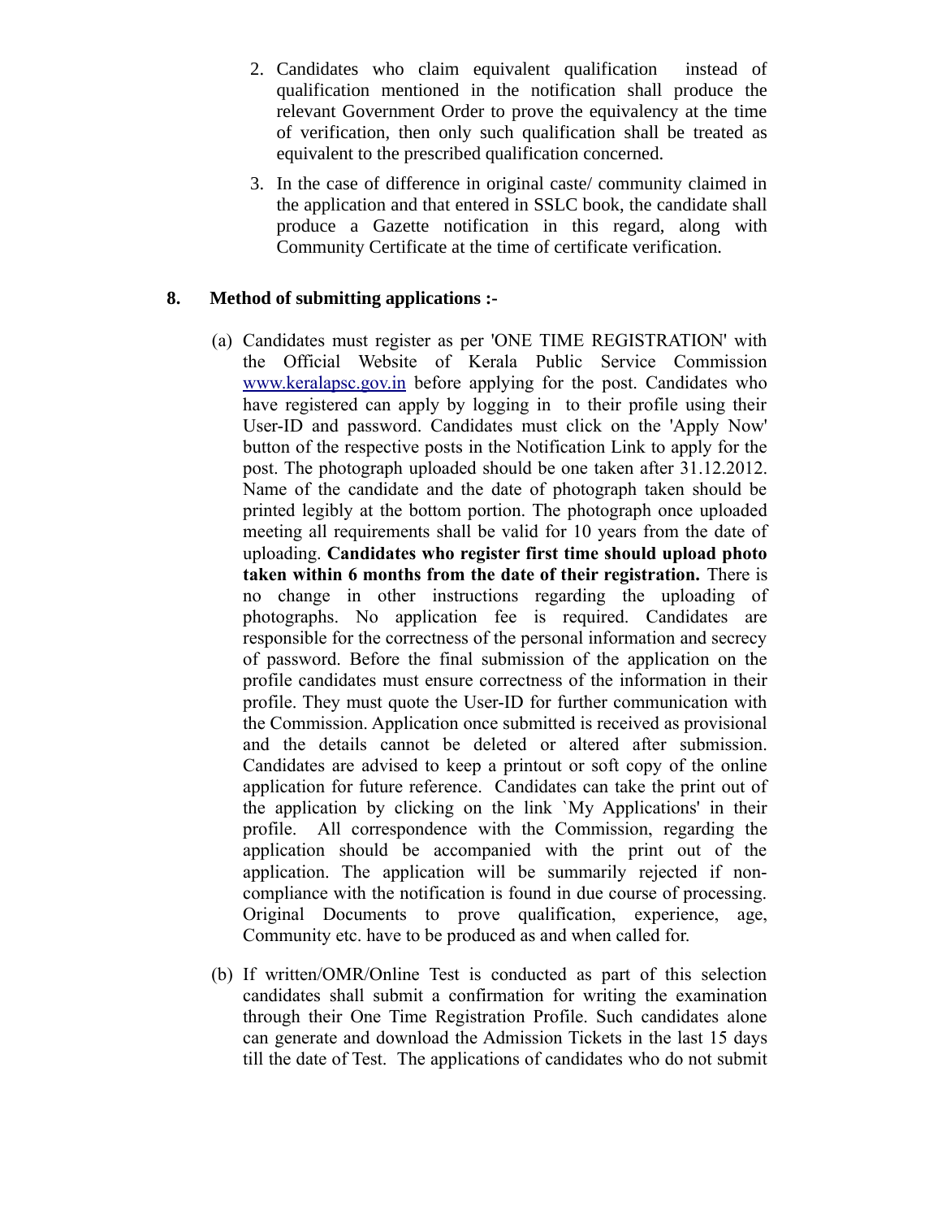2. Candidates who claim equivalent qualification instead of qualification mentioned in the notification shall produce the relevant Government Order to prove the equivalency at the time of verification, then only such qualification shall be treated as equivalent to the prescribed qualification concerned.
3. In the case of difference in original caste/ community claimed in the application and that entered in SSLC book, the candidate shall produce a Gazette notification in this regard, along with Community Certificate at the time of certificate verification.

**8. Method of submitting applications :-**

(a) Candidates must register as per 'ONE TIME REGISTRATION' with the Official Website of Kerala Public Service Commission www.keralapsc.gov.in before applying for the post. Candidates who have registered can apply by logging in to their profile using their User-ID and password. Candidates must click on the 'Apply Now' button of the respective posts in the Notification Link to apply for the post. The photograph uploaded should be one taken after 31.12.2012. Name of the candidate and the date of photograph taken should be printed legibly at the bottom portion. The photograph once uploaded meeting all requirements shall be valid for 10 years from the date of uploading. **Candidates who register first time should upload photo taken within 6 months from the date of their registration.** There is no change in other instructions regarding the uploading of photographs. No application fee is required. Candidates are responsible for the correctness of the personal information and secrecy of password. Before the final submission of the application on the profile candidates must ensure correctness of the information in their profile. They must quote the User-ID for further communication with the Commission. Application once submitted is received as provisional and the details cannot be deleted or altered after submission. Candidates are advised to keep a printout or soft copy of the online application for future reference. Candidates can take the print out of the application by clicking on the link `My Applications' in their profile. All correspondence with the Commission, regarding the application should be accompanied with the print out of the application. The application will be summarily rejected if non-compliance with the notification is found in due course of processing. Original Documents to prove qualification, experience, age, Community etc. have to be produced as and when called for.

(b) If written/OMR/Online Test is conducted as part of this selection candidates shall submit a confirmation for writing the examination through their One Time Registration Profile. Such candidates alone can generate and download the Admission Tickets in the last 15 days till the date of Test. The applications of candidates who do not submit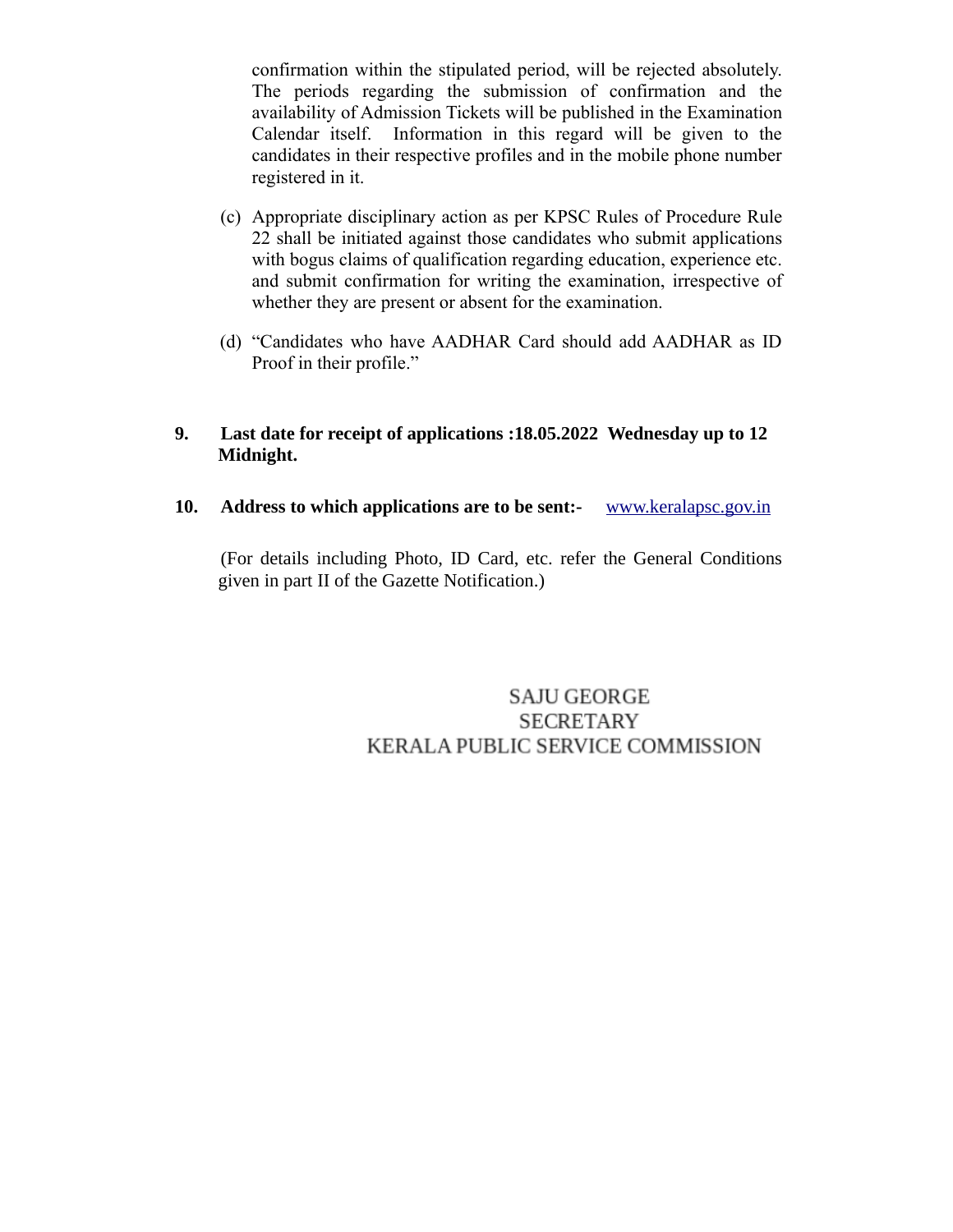confirmation within the stipulated period, will be rejected absolutely. The periods regarding the submission of confirmation and the availability of Admission Tickets will be published in the Examination Calendar itself. Information in this regard will be given to the candidates in their respective profiles and in the mobile phone number registered in it.

(c) Appropriate disciplinary action as per KPSC Rules of Procedure Rule 22 shall be initiated against those candidates who submit applications with bogus claims of qualification regarding education, experience etc. and submit confirmation for writing the examination, irrespective of whether they are present or absent for the examination.

(d) "Candidates who have AADHAR Card should add AADHAR as ID Proof in their profile."

**9. Last date for receipt of applications :18.05.2022 Wednesday up to 12 Midnight.**

**10. Address to which applications are to be sent:-** www.keralapsc.gov.in

(For details including Photo, ID Card, etc. refer the General Conditions given in part II of the Gazette Notification.)

SAJU GEORGE
SECRETARY
KERALA PUBLIC SERVICE COMMISSION